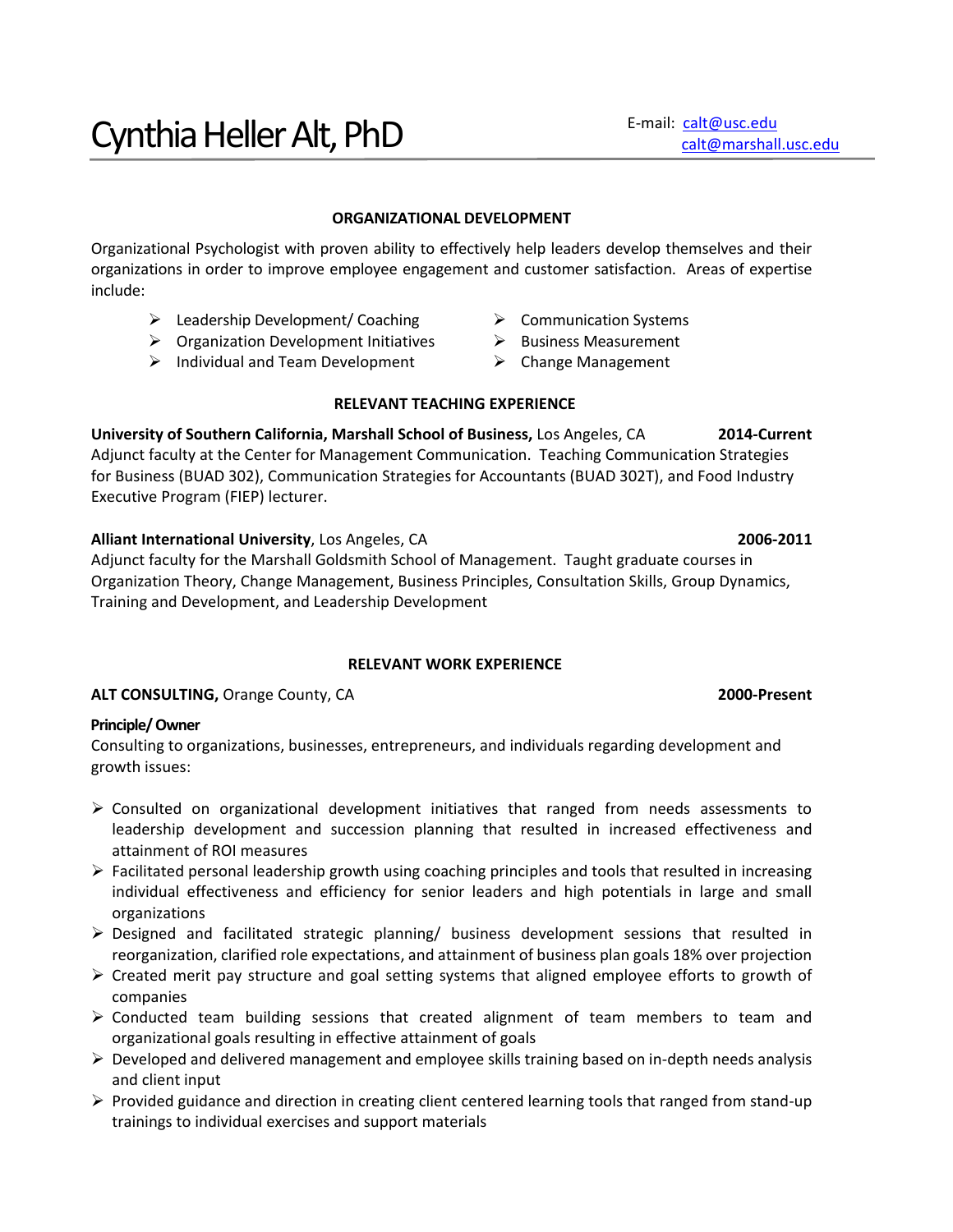# Cynthia Heller Alt, PhD

E-mail: calt@usc.edu
calt@marshall.usc.edu

## ORGANIZATIONAL DEVELOPMENT

Organizational Psychologist with proven ability to effectively help leaders develop themselves and their organizations in order to improve employee engagement and customer satisfaction. Areas of expertise include:

- Leadership Development/ Coaching
- Organization Development Initiatives
- Individual and Team Development
- Communication Systems
- Business Measurement
- Change Management

## RELEVANT TEACHING EXPERIENCE

**University of Southern California, Marshall School of Business,** Los Angeles, CA **2014-Current**
Adjunct faculty at the Center for Management Communication. Teaching Communication Strategies for Business (BUAD 302), Communication Strategies for Accountants (BUAD 302T), and Food Industry Executive Program (FIEP) lecturer.

**Alliant International University**, Los Angeles, CA **2006-2011**
Adjunct faculty for the Marshall Goldsmith School of Management. Taught graduate courses in Organization Theory, Change Management, Business Principles, Consultation Skills, Group Dynamics, Training and Development, and Leadership Development

## RELEVANT WORK EXPERIENCE

**ALT CONSULTING,** Orange County, CA **2000-Present**

**Principle/ Owner**
Consulting to organizations, businesses, entrepreneurs, and individuals regarding development and growth issues:

- Consulted on organizational development initiatives that ranged from needs assessments to leadership development and succession planning that resulted in increased effectiveness and attainment of ROI measures
- Facilitated personal leadership growth using coaching principles and tools that resulted in increasing individual effectiveness and efficiency for senior leaders and high potentials in large and small organizations
- Designed and facilitated strategic planning/ business development sessions that resulted in reorganization, clarified role expectations, and attainment of business plan goals 18% over projection
- Created merit pay structure and goal setting systems that aligned employee efforts to growth of companies
- Conducted team building sessions that created alignment of team members to team and organizational goals resulting in effective attainment of goals
- Developed and delivered management and employee skills training based on in-depth needs analysis and client input
- Provided guidance and direction in creating client centered learning tools that ranged from stand-up trainings to individual exercises and support materials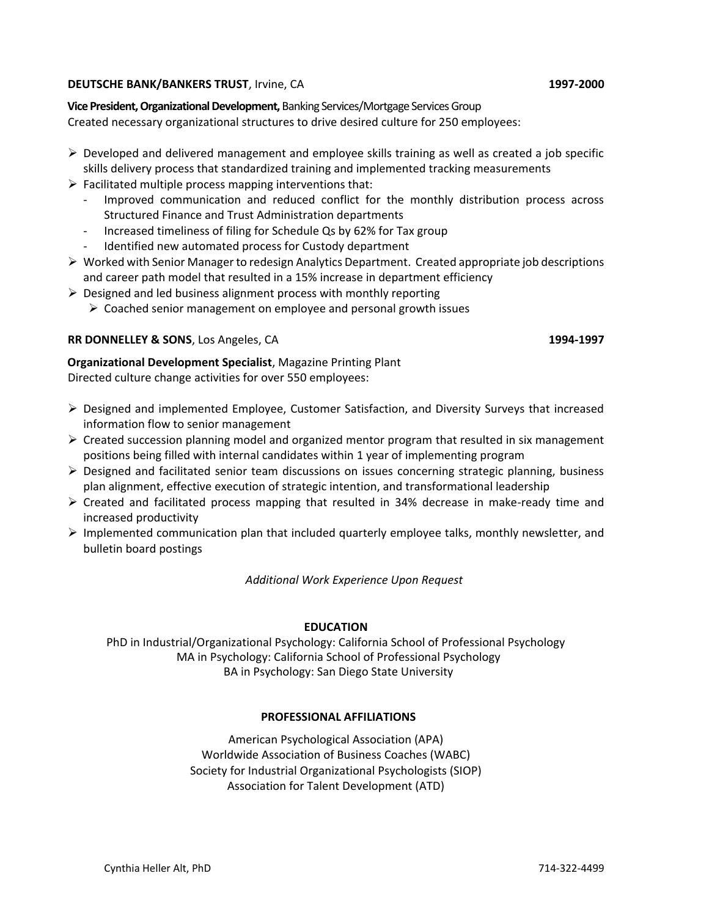**DEUTSCHE BANK/BANKERS TRUST**, Irvine, CA **1997-2000**

**Vice President, Organizational Development,** Banking Services/Mortgage Services Group
Created necessary organizational structures to drive desired culture for 250 employees:

- Developed and delivered management and employee skills training as well as created a job specific skills delivery process that standardized training and implemented tracking measurements
- Facilitated multiple process mapping interventions that:
  - Improved communication and reduced conflict for the monthly distribution process across Structured Finance and Trust Administration departments
  - Increased timeliness of filing for Schedule Qs by 62% for Tax group
  - Identified new automated process for Custody department
- Worked with Senior Manager to redesign Analytics Department. Created appropriate job descriptions and career path model that resulted in a 15% increase in department efficiency
- Designed and led business alignment process with monthly reporting
  - Coached senior management on employee and personal growth issues

**RR DONNELLEY & SONS**, Los Angeles, CA **1994-1997**

**Organizational Development Specialist**, Magazine Printing Plant
Directed culture change activities for over 550 employees:

- Designed and implemented Employee, Customer Satisfaction, and Diversity Surveys that increased information flow to senior management
- Created succession planning model and organized mentor program that resulted in six management positions being filled with internal candidates within 1 year of implementing program
- Designed and facilitated senior team discussions on issues concerning strategic planning, business plan alignment, effective execution of strategic intention, and transformational leadership
- Created and facilitated process mapping that resulted in 34% decrease in make-ready time and increased productivity
- Implemented communication plan that included quarterly employee talks, monthly newsletter, and bulletin board postings

*Additional Work Experience Upon Request*

## EDUCATION

PhD in Industrial/Organizational Psychology: California School of Professional Psychology
MA in Psychology: California School of Professional Psychology
BA in Psychology: San Diego State University

## PROFESSIONAL AFFILIATIONS

American Psychological Association (APA)
Worldwide Association of Business Coaches (WABC)
Society for Industrial Organizational Psychologists (SIOP)
Association for Talent Development (ATD)

Cynthia Heller Alt, PhD 714-322-4499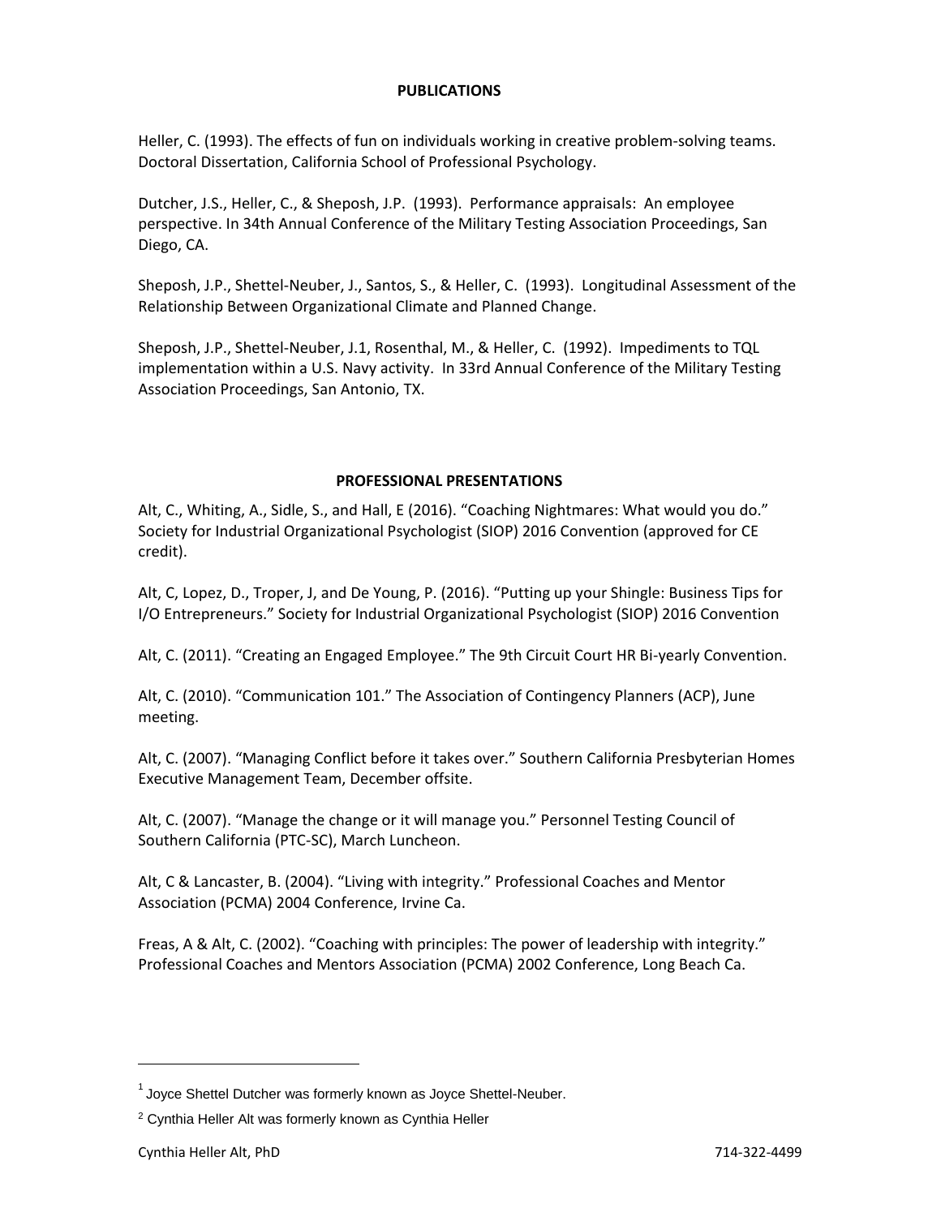## PUBLICATIONS

Heller, C. (1993). The effects of fun on individuals working in creative problem-solving teams. Doctoral Dissertation, California School of Professional Psychology.

Dutcher, J.S., Heller, C., & Sheposh, J.P. (1993). Performance appraisals: An employee perspective. In 34th Annual Conference of the Military Testing Association Proceedings, San Diego, CA.

Sheposh, J.P., Shettel-Neuber, J., Santos, S., & Heller, C. (1993). Longitudinal Assessment of the Relationship Between Organizational Climate and Planned Change.

Sheposh, J.P., Shettel-Neuber, J.[1], Rosenthal, M., & Heller, C. (1992). Impediments to TQL implementation within a U.S. Navy activity. In 33rd Annual Conference of the Military Testing Association Proceedings, San Antonio, TX.

## PROFESSIONAL PRESENTATIONS

Alt, C., Whiting, A., Sidle, S., and Hall, E (2016). "Coaching Nightmares: What would you do." Society for Industrial Organizational Psychologist (SIOP) 2016 Convention (approved for CE credit).

Alt, C, Lopez, D., Troper, J, and De Young, P. (2016). "Putting up your Shingle: Business Tips for I/O Entrepreneurs." Society for Industrial Organizational Psychologist (SIOP) 2016 Convention

Alt, C. (2011). "Creating an Engaged Employee." The 9th Circuit Court HR Bi-yearly Convention.

Alt, C. (2010). "Communication 101." The Association of Contingency Planners (ACP), June meeting.

Alt, C. (2007). "Managing Conflict before it takes over." Southern California Presbyterian Homes Executive Management Team, December offsite.

Alt, C. (2007). "Manage the change or it will manage you." Personnel Testing Council of Southern California (PTC-SC), March Luncheon.

Alt, C & Lancaster, B. (2004). "Living with integrity." Professional Coaches and Mentor Association (PCMA) 2004 Conference, Irvine Ca.

Freas, A & Alt, C. (2002). "Coaching with principles: The power of leadership with integrity." Professional Coaches and Mentors Association (PCMA) 2002 Conference, Long Beach Ca.

---

[1] Joyce Shettel Dutcher was formerly known as Joyce Shettel-Neuber.

[2] Cynthia Heller Alt was formerly known as Cynthia Heller

Cynthia Heller Alt, PhD 714-322-4499